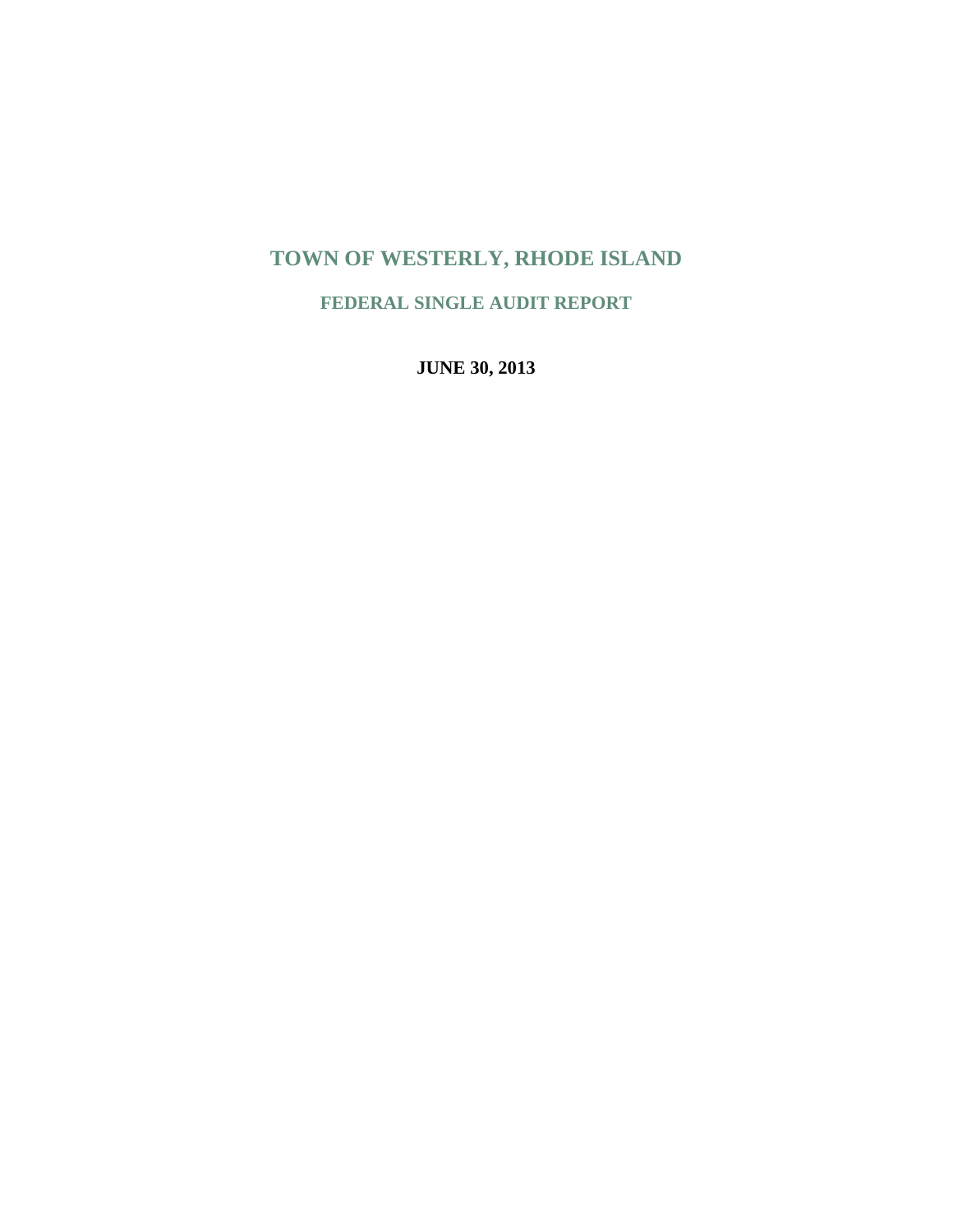# TOWN OF WESTERLY, RHODE ISLAND

## FEDERAL SINGLE AUDIT REPORT

**JUNE 30, 2013**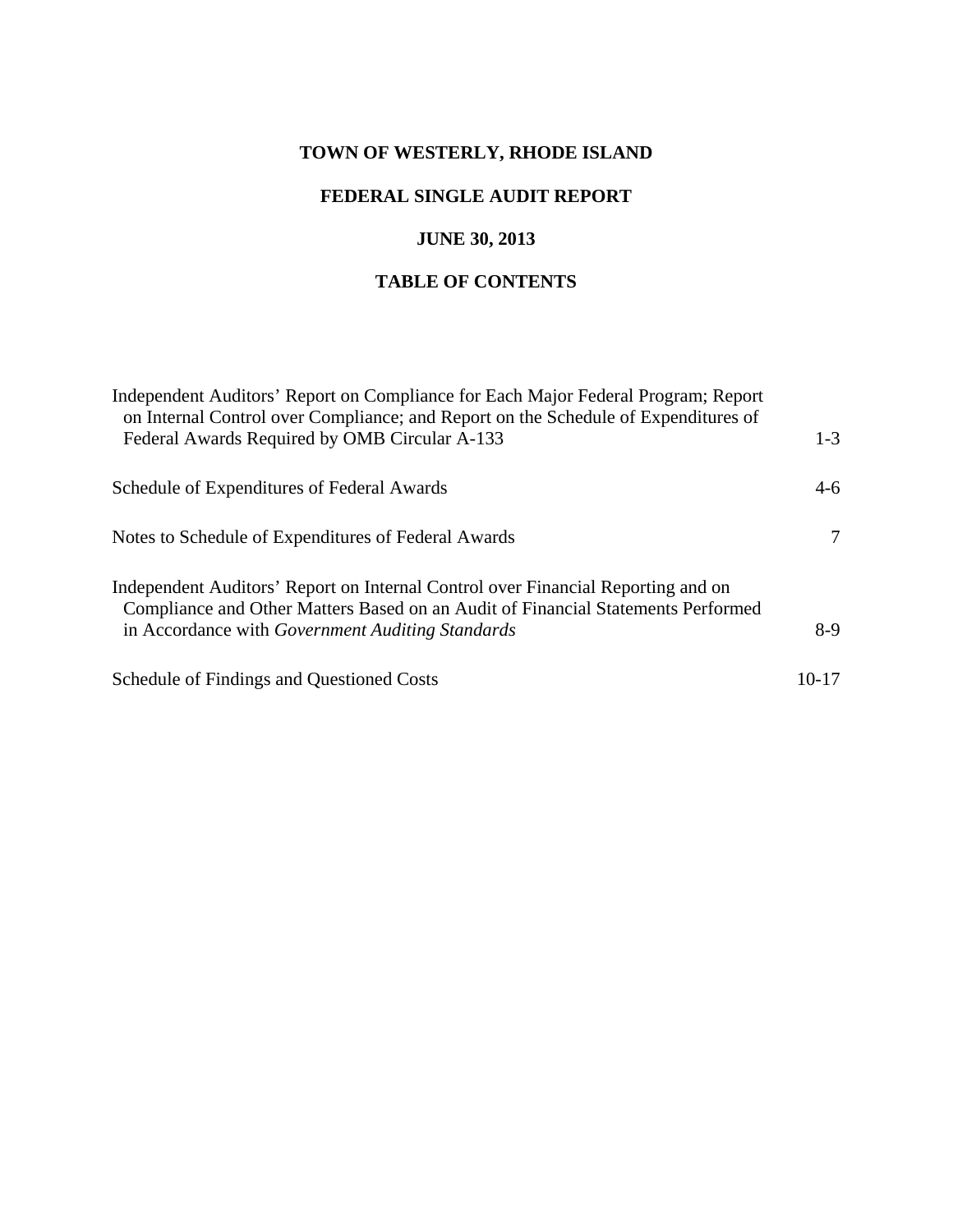# TOWN OF WESTERLY, RHODE ISLAND

## FEDERAL SINGLE AUDIT REPORT

## JUNE 30, 2013

## TABLE OF CONTENTS

| | |
|---|---|
| Independent Auditors' Report on Compliance for Each Major Federal Program; Report on Internal Control over Compliance; and Report on the Schedule of Expenditures of Federal Awards Required by OMB Circular A-133 | 1-3 |
| Schedule of Expenditures of Federal Awards | 4-6 |
| Notes to Schedule of Expenditures of Federal Awards | 7 |
| Independent Auditors' Report on Internal Control over Financial Reporting and on Compliance and Other Matters Based on an Audit of Financial Statements Performed in Accordance with *Government Auditing Standards* | 8-9 |
| Schedule of Findings and Questioned Costs | 10-17 |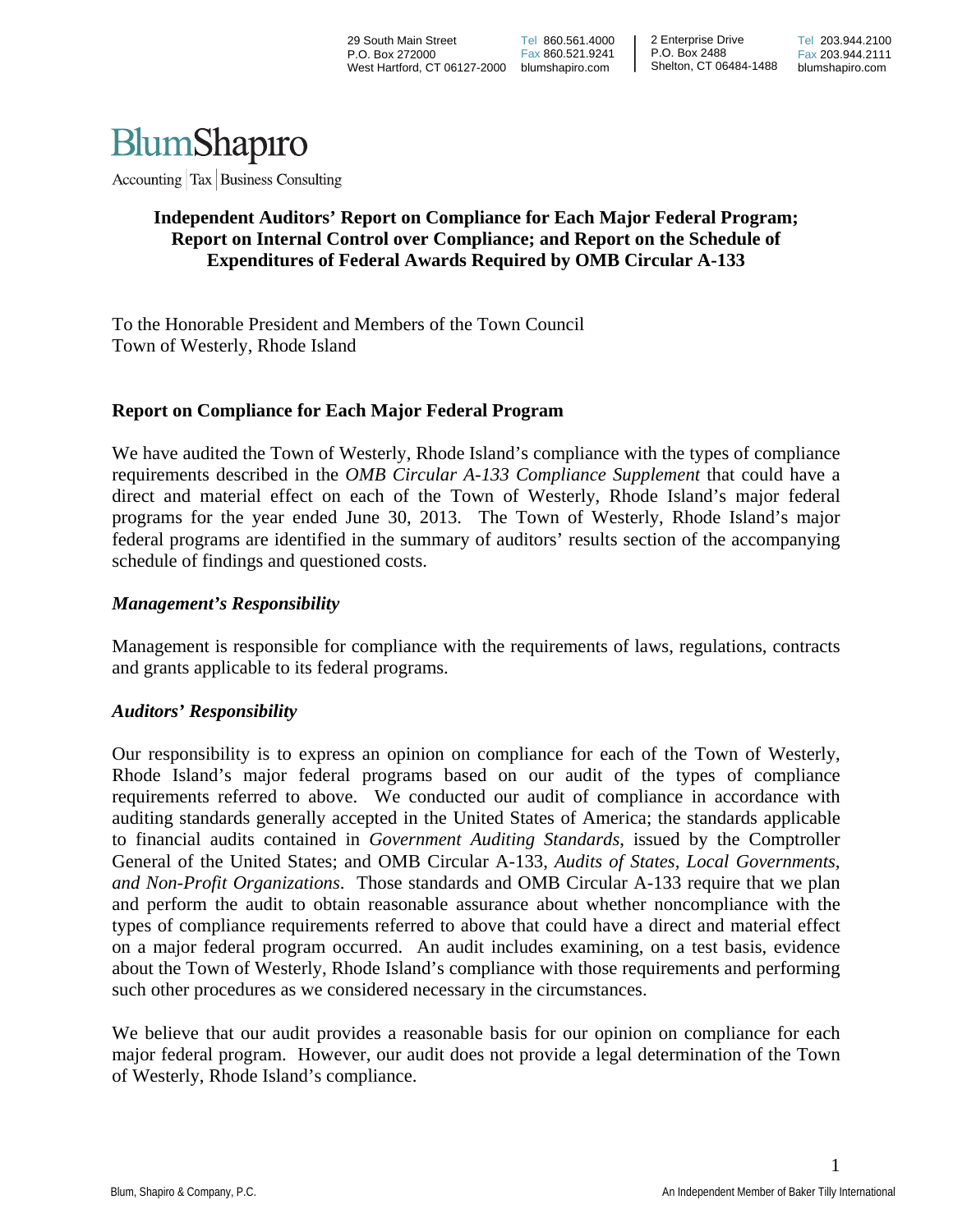29 South Main Street
P.O. Box 272000
West Hartford, CT 06127-2000
Tel 860.561.4000
Fax 860.521.9241
blumshapiro.com

2 Enterprise Drive
P.O. Box 2488
Shelton, CT 06484-1488
Tel 203.944.2100
Fax 203.944.2111
blumshapiro.com

BlumShapiro

Accounting | Tax | Business Consulting

# Independent Auditors' Report on Compliance for Each Major Federal Program; Report on Internal Control over Compliance; and Report on the Schedule of Expenditures of Federal Awards Required by OMB Circular A-133

To the Honorable President and Members of the Town Council
Town of Westerly, Rhode Island

## Report on Compliance for Each Major Federal Program

We have audited the Town of Westerly, Rhode Island's compliance with the types of compliance requirements described in the *OMB Circular A-133 Compliance Supplement* that could have a direct and material effect on each of the Town of Westerly, Rhode Island's major federal programs for the year ended June 30, 2013. The Town of Westerly, Rhode Island's major federal programs are identified in the summary of auditors' results section of the accompanying schedule of findings and questioned costs.

### *Management's Responsibility*

Management is responsible for compliance with the requirements of laws, regulations, contracts and grants applicable to its federal programs.

### *Auditors' Responsibility*

Our responsibility is to express an opinion on compliance for each of the Town of Westerly, Rhode Island's major federal programs based on our audit of the types of compliance requirements referred to above. We conducted our audit of compliance in accordance with auditing standards generally accepted in the United States of America; the standards applicable to financial audits contained in *Government Auditing Standards*, issued by the Comptroller General of the United States; and OMB Circular A-133, *Audits of States, Local Governments, and Non-Profit Organizations*. Those standards and OMB Circular A-133 require that we plan and perform the audit to obtain reasonable assurance about whether noncompliance with the types of compliance requirements referred to above that could have a direct and material effect on a major federal program occurred. An audit includes examining, on a test basis, evidence about the Town of Westerly, Rhode Island's compliance with those requirements and performing such other procedures as we considered necessary in the circumstances.

We believe that our audit provides a reasonable basis for our opinion on compliance for each major federal program. However, our audit does not provide a legal determination of the Town of Westerly, Rhode Island's compliance.

Blum, Shapiro & Company, P.C.

An Independent Member of Baker Tilly International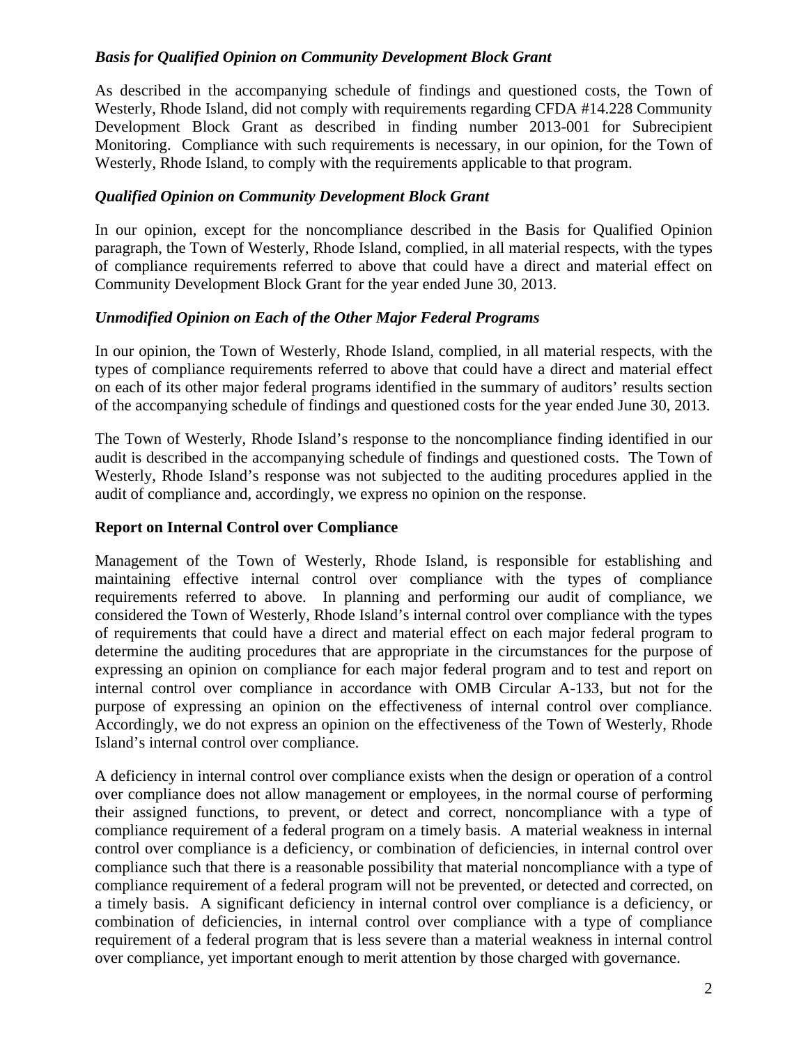### *Basis for Qualified Opinion on Community Development Block Grant*

As described in the accompanying schedule of findings and questioned costs, the Town of Westerly, Rhode Island, did not comply with requirements regarding CFDA #14.228 Community Development Block Grant as described in finding number 2013-001 for Subrecipient Monitoring. Compliance with such requirements is necessary, in our opinion, for the Town of Westerly, Rhode Island, to comply with the requirements applicable to that program.

### *Qualified Opinion on Community Development Block Grant*

In our opinion, except for the noncompliance described in the Basis for Qualified Opinion paragraph, the Town of Westerly, Rhode Island, complied, in all material respects, with the types of compliance requirements referred to above that could have a direct and material effect on Community Development Block Grant for the year ended June 30, 2013.

### *Unmodified Opinion on Each of the Other Major Federal Programs*

In our opinion, the Town of Westerly, Rhode Island, complied, in all material respects, with the types of compliance requirements referred to above that could have a direct and material effect on each of its other major federal programs identified in the summary of auditors' results section of the accompanying schedule of findings and questioned costs for the year ended June 30, 2013.

The Town of Westerly, Rhode Island's response to the noncompliance finding identified in our audit is described in the accompanying schedule of findings and questioned costs. The Town of Westerly, Rhode Island's response was not subjected to the auditing procedures applied in the audit of compliance and, accordingly, we express no opinion on the response.

## Report on Internal Control over Compliance

Management of the Town of Westerly, Rhode Island, is responsible for establishing and maintaining effective internal control over compliance with the types of compliance requirements referred to above. In planning and performing our audit of compliance, we considered the Town of Westerly, Rhode Island's internal control over compliance with the types of requirements that could have a direct and material effect on each major federal program to determine the auditing procedures that are appropriate in the circumstances for the purpose of expressing an opinion on compliance for each major federal program and to test and report on internal control over compliance in accordance with OMB Circular A-133, but not for the purpose of expressing an opinion on the effectiveness of internal control over compliance. Accordingly, we do not express an opinion on the effectiveness of the Town of Westerly, Rhode Island's internal control over compliance.

A deficiency in internal control over compliance exists when the design or operation of a control over compliance does not allow management or employees, in the normal course of performing their assigned functions, to prevent, or detect and correct, noncompliance with a type of compliance requirement of a federal program on a timely basis. A material weakness in internal control over compliance is a deficiency, or combination of deficiencies, in internal control over compliance such that there is a reasonable possibility that material noncompliance with a type of compliance requirement of a federal program will not be prevented, or detected and corrected, on a timely basis. A significant deficiency in internal control over compliance is a deficiency, or combination of deficiencies, in internal control over compliance with a type of compliance requirement of a federal program that is less severe than a material weakness in internal control over compliance, yet important enough to merit attention by those charged with governance.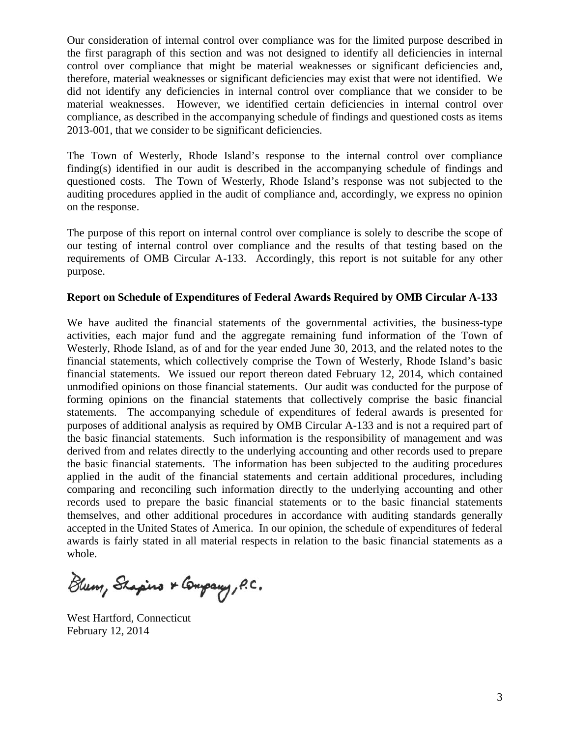Our consideration of internal control over compliance was for the limited purpose described in the first paragraph of this section and was not designed to identify all deficiencies in internal control over compliance that might be material weaknesses or significant deficiencies and, therefore, material weaknesses or significant deficiencies may exist that were not identified. We did not identify any deficiencies in internal control over compliance that we consider to be material weaknesses. However, we identified certain deficiencies in internal control over compliance, as described in the accompanying schedule of findings and questioned costs as items 2013-001, that we consider to be significant deficiencies.

The Town of Westerly, Rhode Island's response to the internal control over compliance finding(s) identified in our audit is described in the accompanying schedule of findings and questioned costs. The Town of Westerly, Rhode Island's response was not subjected to the auditing procedures applied in the audit of compliance and, accordingly, we express no opinion on the response.

The purpose of this report on internal control over compliance is solely to describe the scope of our testing of internal control over compliance and the results of that testing based on the requirements of OMB Circular A-133. Accordingly, this report is not suitable for any other purpose.

**Report on Schedule of Expenditures of Federal Awards Required by OMB Circular A-133**

We have audited the financial statements of the governmental activities, the business-type activities, each major fund and the aggregate remaining fund information of the Town of Westerly, Rhode Island, as of and for the year ended June 30, 2013, and the related notes to the financial statements, which collectively comprise the Town of Westerly, Rhode Island's basic financial statements. We issued our report thereon dated February 12, 2014, which contained unmodified opinions on those financial statements. Our audit was conducted for the purpose of forming opinions on the financial statements that collectively comprise the basic financial statements. The accompanying schedule of expenditures of federal awards is presented for purposes of additional analysis as required by OMB Circular A-133 and is not a required part of the basic financial statements. Such information is the responsibility of management and was derived from and relates directly to the underlying accounting and other records used to prepare the basic financial statements. The information has been subjected to the auditing procedures applied in the audit of the financial statements and certain additional procedures, including comparing and reconciling such information directly to the underlying accounting and other records used to prepare the basic financial statements or to the basic financial statements themselves, and other additional procedures in accordance with auditing standards generally accepted in the United States of America. In our opinion, the schedule of expenditures of federal awards is fairly stated in all material respects in relation to the basic financial statements as a whole.

Blum, Shapiro & Company, P.C.

West Hartford, Connecticut
February 12, 2014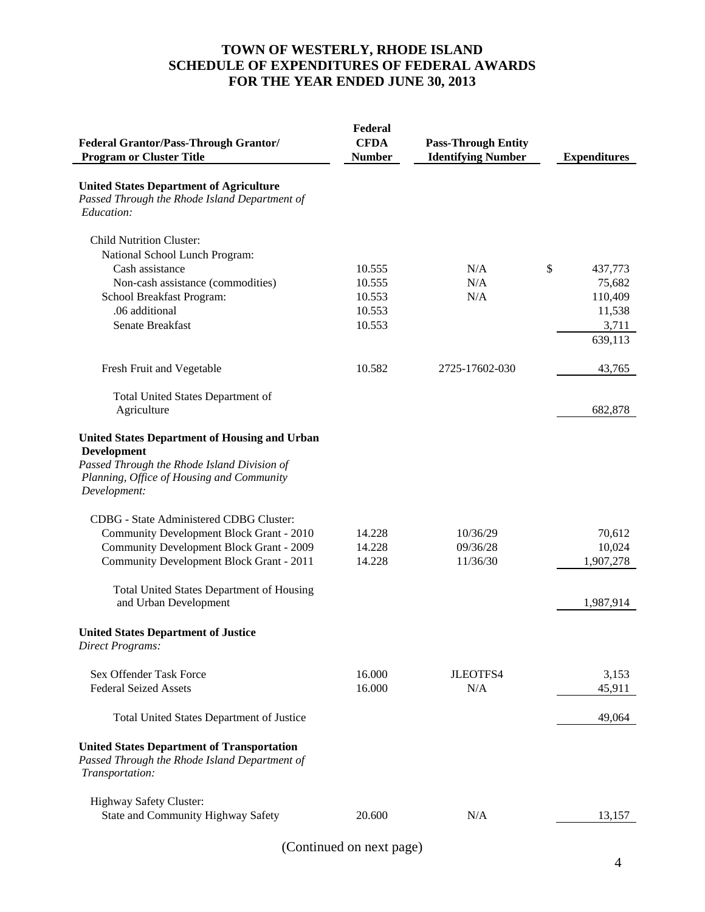# TOWN OF WESTERLY, RHODE ISLAND
## SCHEDULE OF EXPENDITURES OF FEDERAL AWARDS
## FOR THE YEAR ENDED JUNE 30, 2013

| Federal Grantor/Pass-Through Grantor/ Program or Cluster Title | Federal CFDA Number | Pass-Through Entity Identifying Number | Expenditures |
|---|---|---|---|
| **United States Department of Agriculture** | | | |
| *Passed Through the Rhode Island Department of Education:* | | | |
| Child Nutrition Cluster: | | | |
| National School Lunch Program: | | | |
| Cash assistance | 10.555 | N/A | $ 437,773 |
| Non-cash assistance (commodities) | 10.555 | N/A | 75,682 |
| School Breakfast Program: | 10.553 | N/A | 110,409 |
| .06 additional | 10.553 | | 11,538 |
| Senate Breakfast | 10.553 | | 3,711 |
| | | | 639,113 |
| Fresh Fruit and Vegetable | 10.582 | 2725-17602-030 | 43,765 |
| Total United States Department of Agriculture | | | 682,878 |
| **United States Department of Housing and Urban Development** | | | |
| *Passed Through the Rhode Island Division of Planning, Office of Housing and Community Development:* | | | |
| CDBG - State Administered CDBG Cluster: | | | |
| Community Development Block Grant - 2010 | 14.228 | 10/36/29 | 70,612 |
| Community Development Block Grant - 2009 | 14.228 | 09/36/28 | 10,024 |
| Community Development Block Grant - 2011 | 14.228 | 11/36/30 | 1,907,278 |
| Total United States Department of Housing and Urban Development | | | 1,987,914 |
| **United States Department of Justice** | | | |
| *Direct Programs:* | | | |
| Sex Offender Task Force | 16.000 | JLEOTFS4 | 3,153 |
| Federal Seized Assets | 16.000 | N/A | 45,911 |
| Total United States Department of Justice | | | 49,064 |
| **United States Department of Transportation** | | | |
| *Passed Through the Rhode Island Department of Transportation:* | | | |
| Highway Safety Cluster: | | | |
| State and Community Highway Safety | 20.600 | N/A | 13,157 |

(Continued on next page)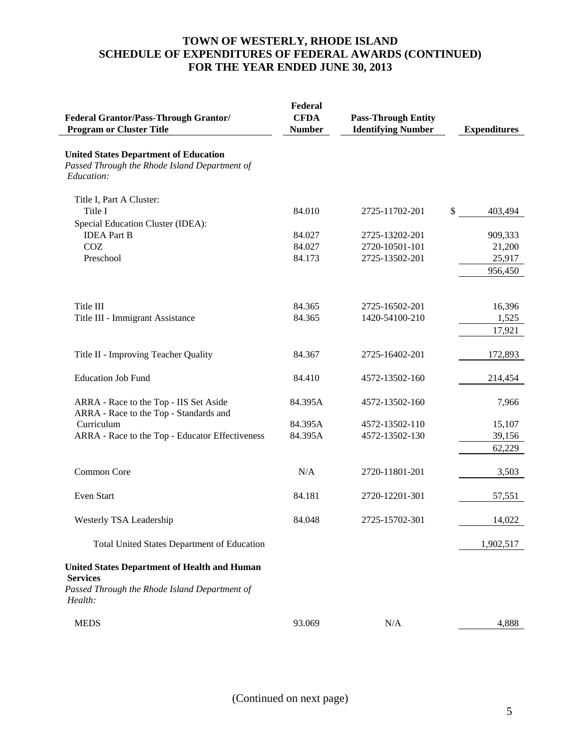# TOWN OF WESTERLY, RHODE ISLAND
## SCHEDULE OF EXPENDITURES OF FEDERAL AWARDS (CONTINUED)
## FOR THE YEAR ENDED JUNE 30, 2013

| Federal Grantor/Pass-Through Grantor/ Program or Cluster Title | Federal CFDA Number | Pass-Through Entity Identifying Number | Expenditures |
|---|---|---|---|
| **United States Department of Education** | | | |
| *Passed Through the Rhode Island Department of Education:* | | | |
| Title I, Part A Cluster: | | | |
| Title I | 84.010 | 2725-11702-201 | $ 403,494 |
| Special Education Cluster (IDEA): | | | |
| IDEA Part B | 84.027 | 2725-13202-201 | 909,333 |
| COZ | 84.027 | 2720-10501-101 | 21,200 |
| Preschool | 84.173 | 2725-13502-201 | 25,917 |
| | | | 956,450 |
| Title III | 84.365 | 2725-16502-201 | 16,396 |
| Title III - Immigrant Assistance | 84.365 | 1420-54100-210 | 1,525 |
| | | | 17,921 |
| Title II - Improving Teacher Quality | 84.367 | 2725-16402-201 | 172,893 |
| Education Job Fund | 84.410 | 4572-13502-160 | 214,454 |
| ARRA - Race to the Top - IIS Set Aside | 84.395A | 4572-13502-160 | 7,966 |
| ARRA - Race to the Top - Standards and Curriculum | 84.395A | 4572-13502-110 | 15,107 |
| ARRA - Race to the Top - Educator Effectiveness | 84.395A | 4572-13502-130 | 39,156 |
| | | | 62,229 |
| Common Core | N/A | 2720-11801-201 | 3,503 |
| Even Start | 84.181 | 2720-12201-301 | 57,551 |
| Westerly TSA Leadership | 84.048 | 2725-15702-301 | 14,022 |
| Total United States Department of Education | | | 1,902,517 |
| **United States Department of Health and Human Services** | | | |
| *Passed Through the Rhode Island Department of Health:* | | | |
| MEDS | 93.069 | N/A | 4,888 |

(Continued on next page)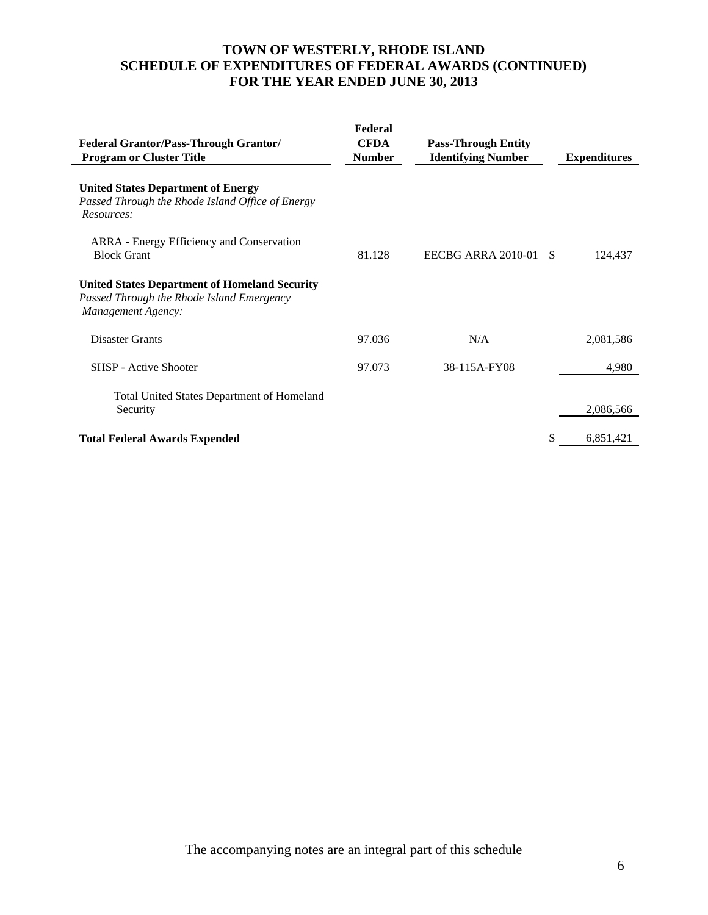# TOWN OF WESTERLY, RHODE ISLAND
## SCHEDULE OF EXPENDITURES OF FEDERAL AWARDS (CONTINUED)
## FOR THE YEAR ENDED JUNE 30, 2013

| Federal Grantor/Pass-Through Grantor/ Program or Cluster Title | Federal CFDA Number | Pass-Through Entity Identifying Number | Expenditures |
|---|---|---|---|
| **United States Department of Energy** | | | |
| *Passed Through the Rhode Island Office of Energy Resources:* | | | |
| ARRA - Energy Efficiency and Conservation Block Grant | 81.128 | EECBG ARRA 2010-01 | $ 124,437 |
| **United States Department of Homeland Security** | | | |
| *Passed Through the Rhode Island Emergency Management Agency:* | | | |
| Disaster Grants | 97.036 | N/A | 2,081,586 |
| SHSP - Active Shooter | 97.073 | 38-115A-FY08 | 4,980 |
| Total United States Department of Homeland Security | | | 2,086,566 |
| **Total Federal Awards Expended** | | | $ 6,851,421 |

The accompanying notes are an integral part of this schedule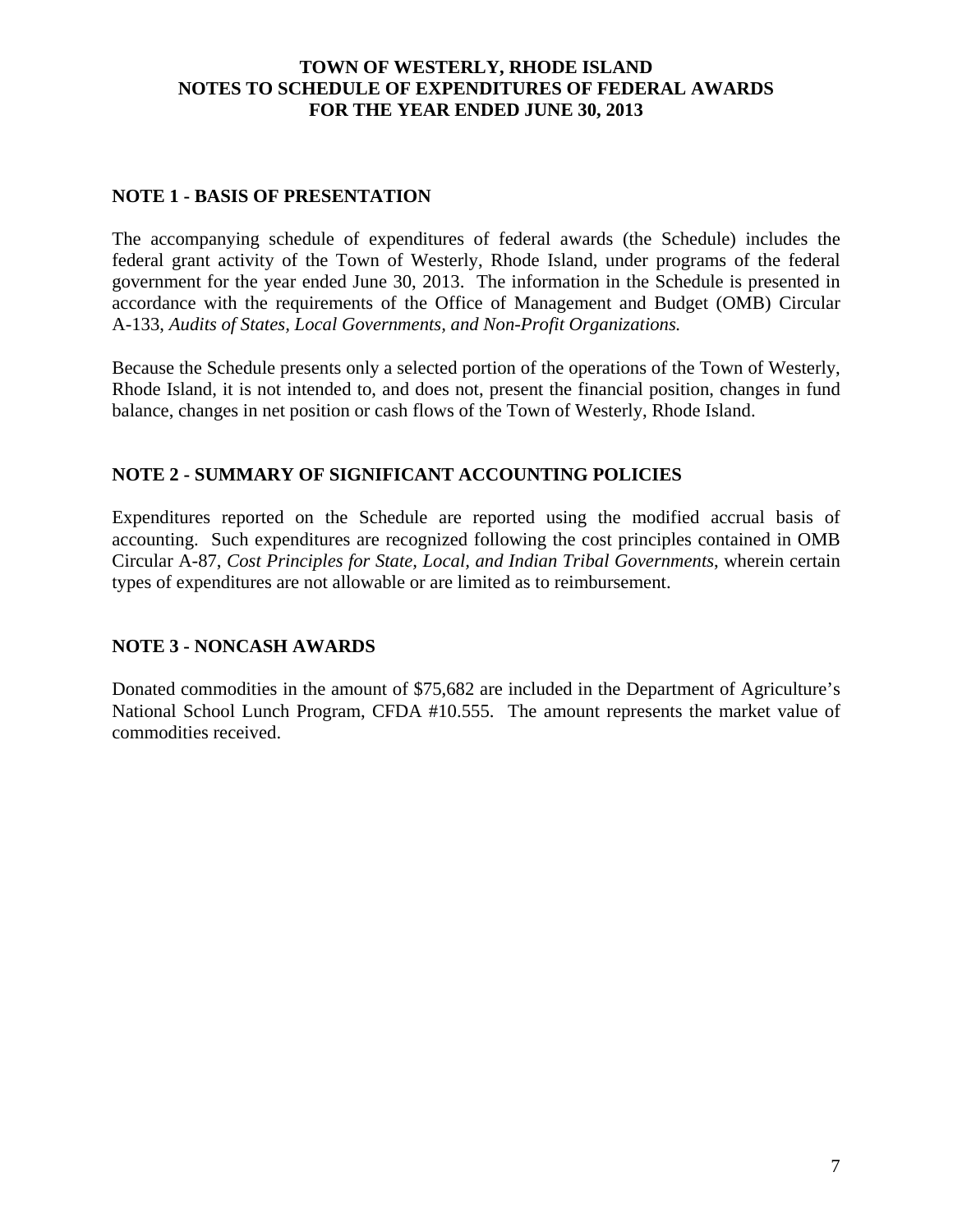# TOWN OF WESTERLY, RHODE ISLAND
## NOTES TO SCHEDULE OF EXPENDITURES OF FEDERAL AWARDS
## FOR THE YEAR ENDED JUNE 30, 2013

### NOTE 1 - BASIS OF PRESENTATION

The accompanying schedule of expenditures of federal awards (the Schedule) includes the federal grant activity of the Town of Westerly, Rhode Island, under programs of the federal government for the year ended June 30, 2013. The information in the Schedule is presented in accordance with the requirements of the Office of Management and Budget (OMB) Circular A-133, *Audits of States, Local Governments, and Non-Profit Organizations.*

Because the Schedule presents only a selected portion of the operations of the Town of Westerly, Rhode Island, it is not intended to, and does not, present the financial position, changes in fund balance, changes in net position or cash flows of the Town of Westerly, Rhode Island.

### NOTE 2 - SUMMARY OF SIGNIFICANT ACCOUNTING POLICIES

Expenditures reported on the Schedule are reported using the modified accrual basis of accounting. Such expenditures are recognized following the cost principles contained in OMB Circular A-87, *Cost Principles for State, Local, and Indian Tribal Governments*, wherein certain types of expenditures are not allowable or are limited as to reimbursement.

### NOTE 3 - NONCASH AWARDS

Donated commodities in the amount of $75,682 are included in the Department of Agriculture's National School Lunch Program, CFDA #10.555. The amount represents the market value of commodities received.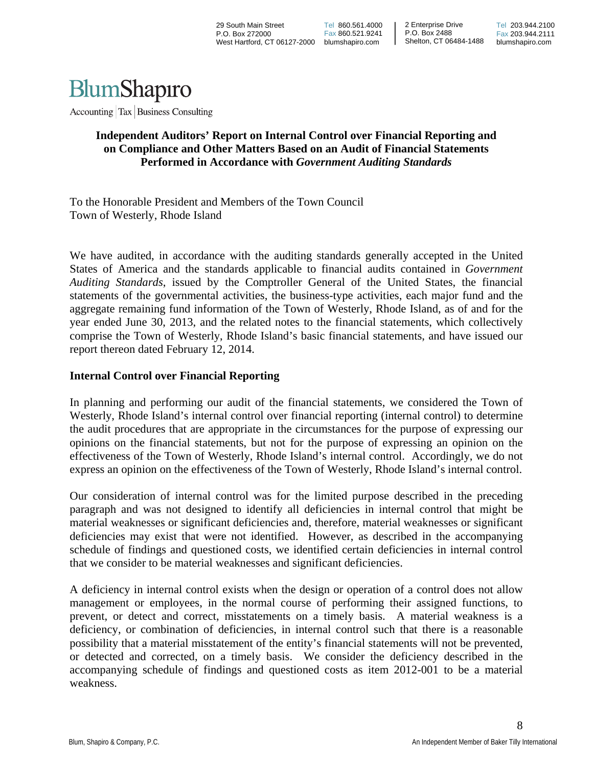29 South Main Street
P.O. Box 272000
West Hartford, CT 06127-2000
Tel 860.561.4000
Fax 860.521.9241
blumshapiro.com

2 Enterprise Drive
P.O. Box 2488
Shelton, CT 06484-1488
Tel 203.944.2100
Fax 203.944.2111
blumshapiro.com

BlumShapiro

Accounting | Tax | Business Consulting

# Independent Auditors' Report on Internal Control over Financial Reporting and on Compliance and Other Matters Based on an Audit of Financial Statements Performed in Accordance with *Government Auditing Standards*

To the Honorable President and Members of the Town Council
Town of Westerly, Rhode Island

We have audited, in accordance with the auditing standards generally accepted in the United States of America and the standards applicable to financial audits contained in *Government Auditing Standards*, issued by the Comptroller General of the United States, the financial statements of the governmental activities, the business-type activities, each major fund and the aggregate remaining fund information of the Town of Westerly, Rhode Island, as of and for the year ended June 30, 2013, and the related notes to the financial statements, which collectively comprise the Town of Westerly, Rhode Island's basic financial statements, and have issued our report thereon dated February 12, 2014.

## Internal Control over Financial Reporting

In planning and performing our audit of the financial statements, we considered the Town of Westerly, Rhode Island's internal control over financial reporting (internal control) to determine the audit procedures that are appropriate in the circumstances for the purpose of expressing our opinions on the financial statements, but not for the purpose of expressing an opinion on the effectiveness of the Town of Westerly, Rhode Island's internal control. Accordingly, we do not express an opinion on the effectiveness of the Town of Westerly, Rhode Island's internal control.

Our consideration of internal control was for the limited purpose described in the preceding paragraph and was not designed to identify all deficiencies in internal control that might be material weaknesses or significant deficiencies and, therefore, material weaknesses or significant deficiencies may exist that were not identified. However, as described in the accompanying schedule of findings and questioned costs, we identified certain deficiencies in internal control that we consider to be material weaknesses and significant deficiencies.

A deficiency in internal control exists when the design or operation of a control does not allow management or employees, in the normal course of performing their assigned functions, to prevent, or detect and correct, misstatements on a timely basis. A material weakness is a deficiency, or combination of deficiencies, in internal control such that there is a reasonable possibility that a material misstatement of the entity's financial statements will not be prevented, or detected and corrected, on a timely basis. We consider the deficiency described in the accompanying schedule of findings and questioned costs as item 2012-001 to be a material weakness.

Blum, Shapiro & Company, P.C.

An Independent Member of Baker Tilly International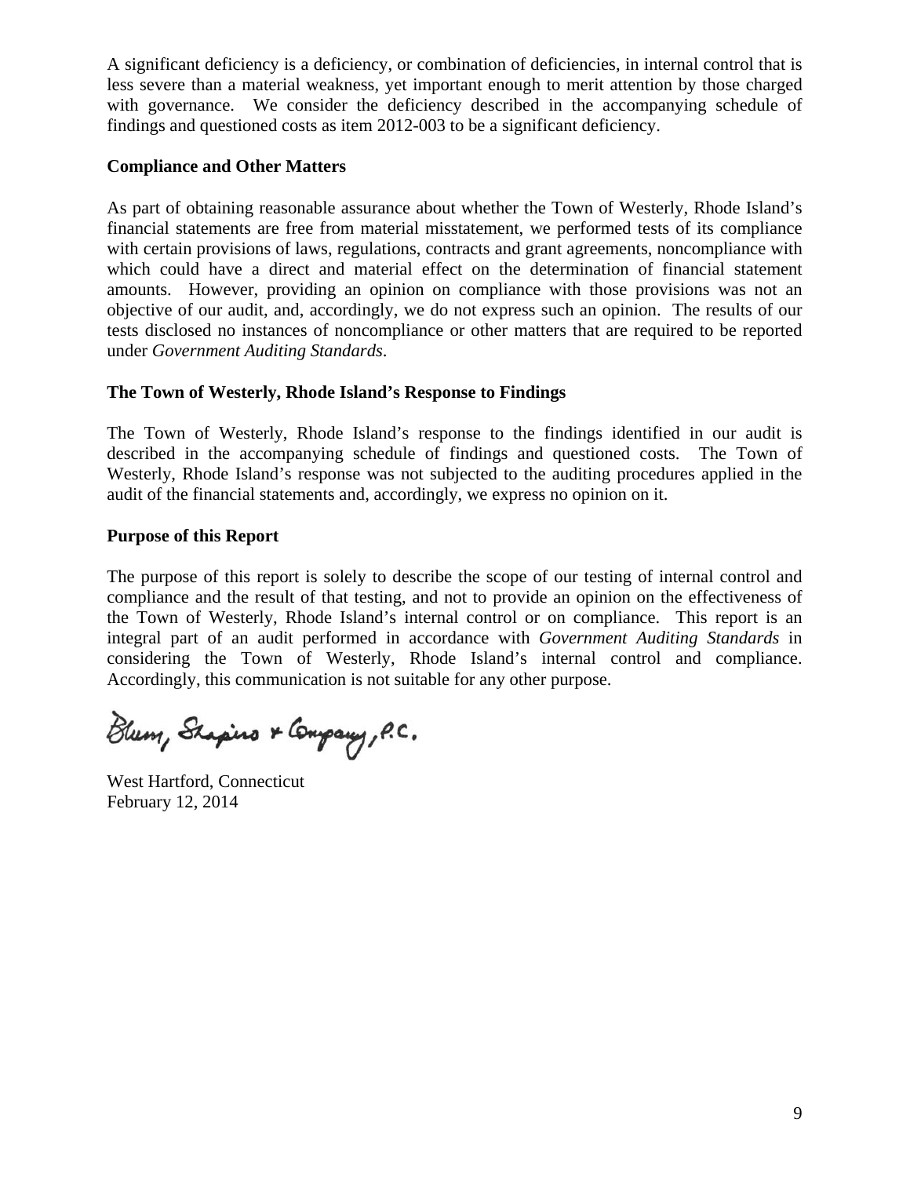A significant deficiency is a deficiency, or combination of deficiencies, in internal control that is less severe than a material weakness, yet important enough to merit attention by those charged with governance. We consider the deficiency described in the accompanying schedule of findings and questioned costs as item 2012-003 to be a significant deficiency.

**Compliance and Other Matters**

As part of obtaining reasonable assurance about whether the Town of Westerly, Rhode Island's financial statements are free from material misstatement, we performed tests of its compliance with certain provisions of laws, regulations, contracts and grant agreements, noncompliance with which could have a direct and material effect on the determination of financial statement amounts. However, providing an opinion on compliance with those provisions was not an objective of our audit, and, accordingly, we do not express such an opinion. The results of our tests disclosed no instances of noncompliance or other matters that are required to be reported under *Government Auditing Standards*.

**The Town of Westerly, Rhode Island's Response to Findings**

The Town of Westerly, Rhode Island's response to the findings identified in our audit is described in the accompanying schedule of findings and questioned costs. The Town of Westerly, Rhode Island's response was not subjected to the auditing procedures applied in the audit of the financial statements and, accordingly, we express no opinion on it.

**Purpose of this Report**

The purpose of this report is solely to describe the scope of our testing of internal control and compliance and the result of that testing, and not to provide an opinion on the effectiveness of the Town of Westerly, Rhode Island's internal control or on compliance. This report is an integral part of an audit performed in accordance with *Government Auditing Standards* in considering the Town of Westerly, Rhode Island's internal control and compliance. Accordingly, this communication is not suitable for any other purpose.

Blum, Shapiro & Company, P.C.

West Hartford, Connecticut
February 12, 2014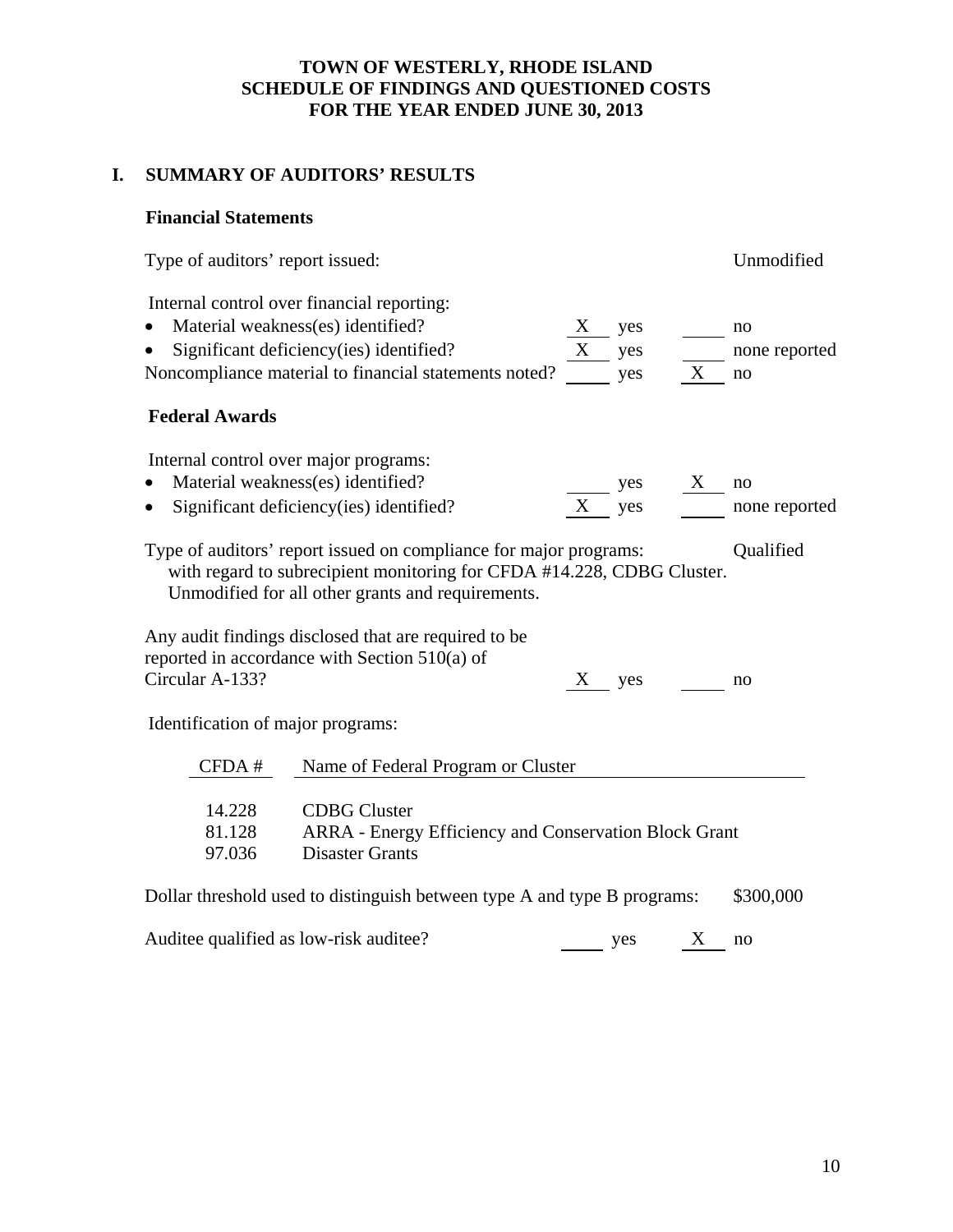# TOWN OF WESTERLY, RHODE ISLAND
# SCHEDULE OF FINDINGS AND QUESTIONED COSTS
# FOR THE YEAR ENDED JUNE 30, 2013

## I. SUMMARY OF AUDITORS' RESULTS

### Financial Statements

Type of auditors' report issued: Unmodified

Internal control over financial reporting:

- Material weakness(es) identified? X yes ___ no
- Significant deficiency(ies) identified? X yes ___ none reported

Noncompliance material to financial statements noted? ___ yes X no

### Federal Awards

Internal control over major programs:

- Material weakness(es) identified? ___ yes X no
- Significant deficiency(ies) identified? X yes ___ none reported

Type of auditors' report issued on compliance for major programs: Qualified with regard to subrecipient monitoring for CFDA #14.228, CDBG Cluster. Unmodified for all other grants and requirements.

Any audit findings disclosed that are required to be reported in accordance with Section 510(a) of Circular A-133? X yes ___ no

Identification of major programs:

| CFDA # | Name of Federal Program or Cluster |
|---|---|
| 14.228 | CDBG Cluster |
| 81.128 | ARRA - Energy Efficiency and Conservation Block Grant |
| 97.036 | Disaster Grants |

Dollar threshold used to distinguish between type A and type B programs: $300,000

Auditee qualified as low-risk auditee? ___ yes X no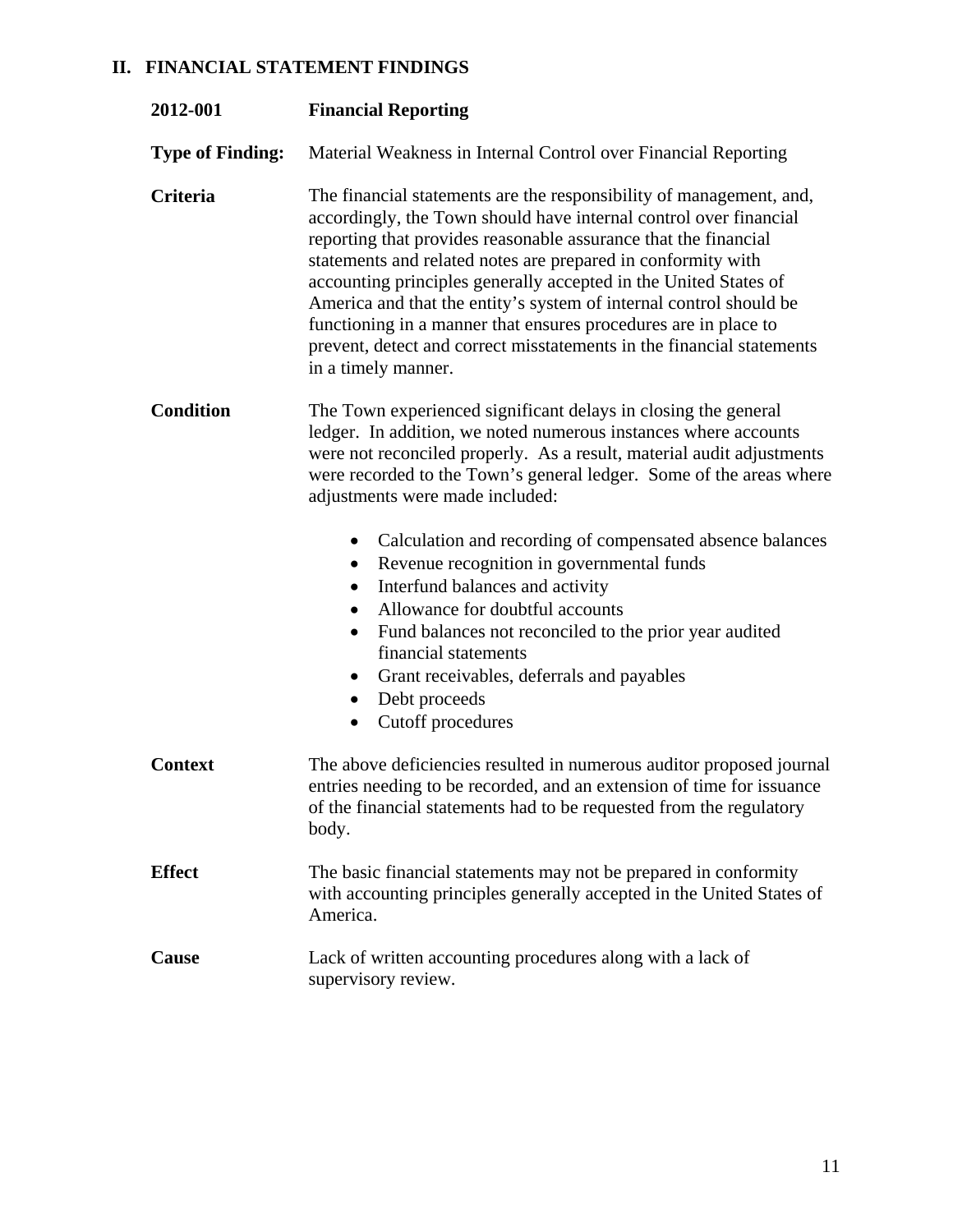## II. FINANCIAL STATEMENT FINDINGS

**2012-001** **Financial Reporting**

**Type of Finding:** Material Weakness in Internal Control over Financial Reporting

**Criteria** The financial statements are the responsibility of management, and, accordingly, the Town should have internal control over financial reporting that provides reasonable assurance that the financial statements and related notes are prepared in conformity with accounting principles generally accepted in the United States of America and that the entity's system of internal control should be functioning in a manner that ensures procedures are in place to prevent, detect and correct misstatements in the financial statements in a timely manner.

**Condition** The Town experienced significant delays in closing the general ledger. In addition, we noted numerous instances where accounts were not reconciled properly. As a result, material audit adjustments were recorded to the Town's general ledger. Some of the areas where adjustments were made included:

- Calculation and recording of compensated absence balances
- Revenue recognition in governmental funds
- Interfund balances and activity
- Allowance for doubtful accounts
- Fund balances not reconciled to the prior year audited financial statements
- Grant receivables, deferrals and payables
- Debt proceeds
- Cutoff procedures

**Context** The above deficiencies resulted in numerous auditor proposed journal entries needing to be recorded, and an extension of time for issuance of the financial statements had to be requested from the regulatory body.

**Effect** The basic financial statements may not be prepared in conformity with accounting principles generally accepted in the United States of America.

**Cause** Lack of written accounting procedures along with a lack of supervisory review.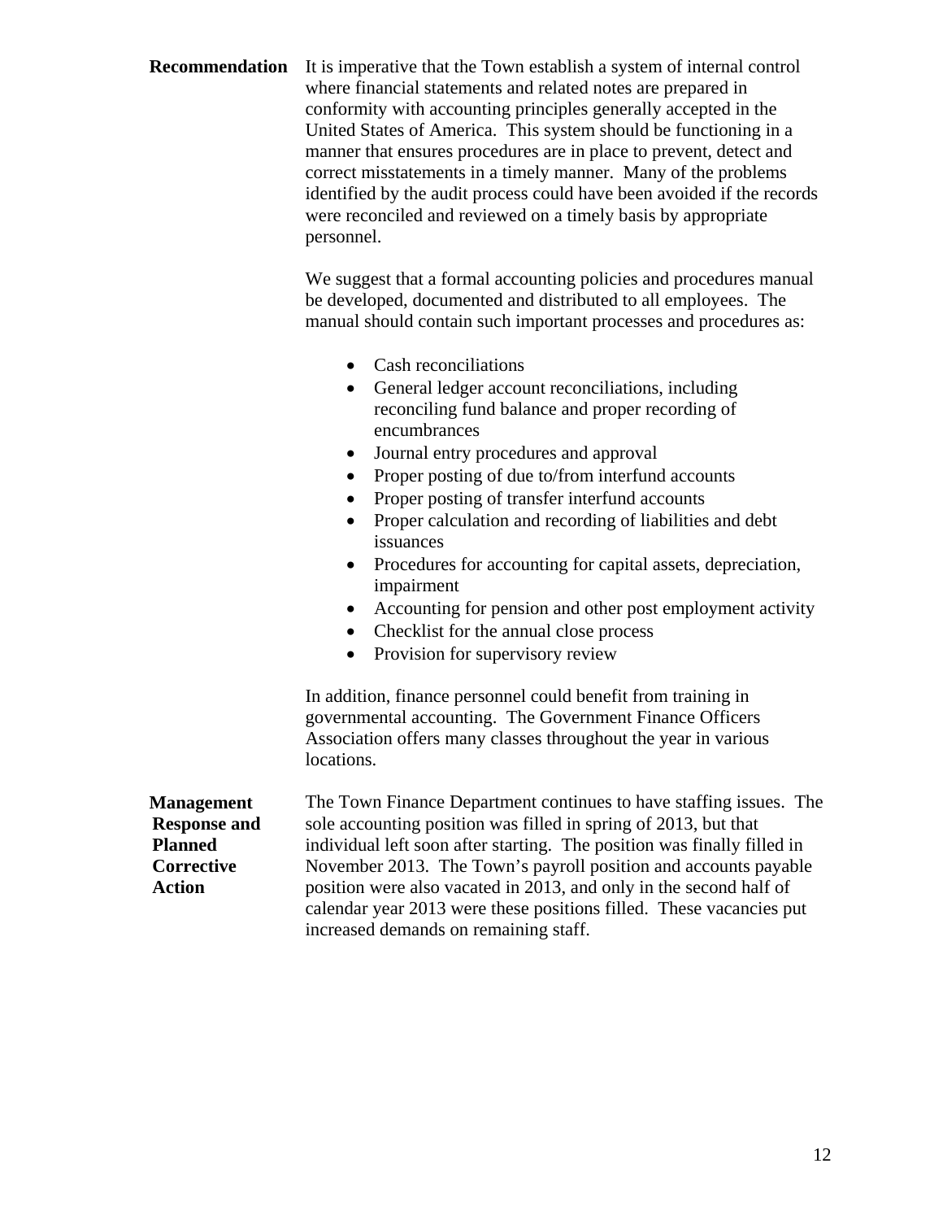**Recommendation**

It is imperative that the Town establish a system of internal control where financial statements and related notes are prepared in conformity with accounting principles generally accepted in the United States of America. This system should be functioning in a manner that ensures procedures are in place to prevent, detect and correct misstatements in a timely manner. Many of the problems identified by the audit process could have been avoided if the records were reconciled and reviewed on a timely basis by appropriate personnel.

We suggest that a formal accounting policies and procedures manual be developed, documented and distributed to all employees. The manual should contain such important processes and procedures as:

- Cash reconciliations
- General ledger account reconciliations, including reconciling fund balance and proper recording of encumbrances
- Journal entry procedures and approval
- Proper posting of due to/from interfund accounts
- Proper posting of transfer interfund accounts
- Proper calculation and recording of liabilities and debt issuances
- Procedures for accounting for capital assets, depreciation, impairment
- Accounting for pension and other post employment activity
- Checklist for the annual close process
- Provision for supervisory review

In addition, finance personnel could benefit from training in governmental accounting. The Government Finance Officers Association offers many classes throughout the year in various locations.

**Management Response and Planned Corrective Action**

The Town Finance Department continues to have staffing issues. The sole accounting position was filled in spring of 2013, but that individual left soon after starting. The position was finally filled in November 2013. The Town's payroll position and accounts payable position were also vacated in 2013, and only in the second half of calendar year 2013 were these positions filled. These vacancies put increased demands on remaining staff.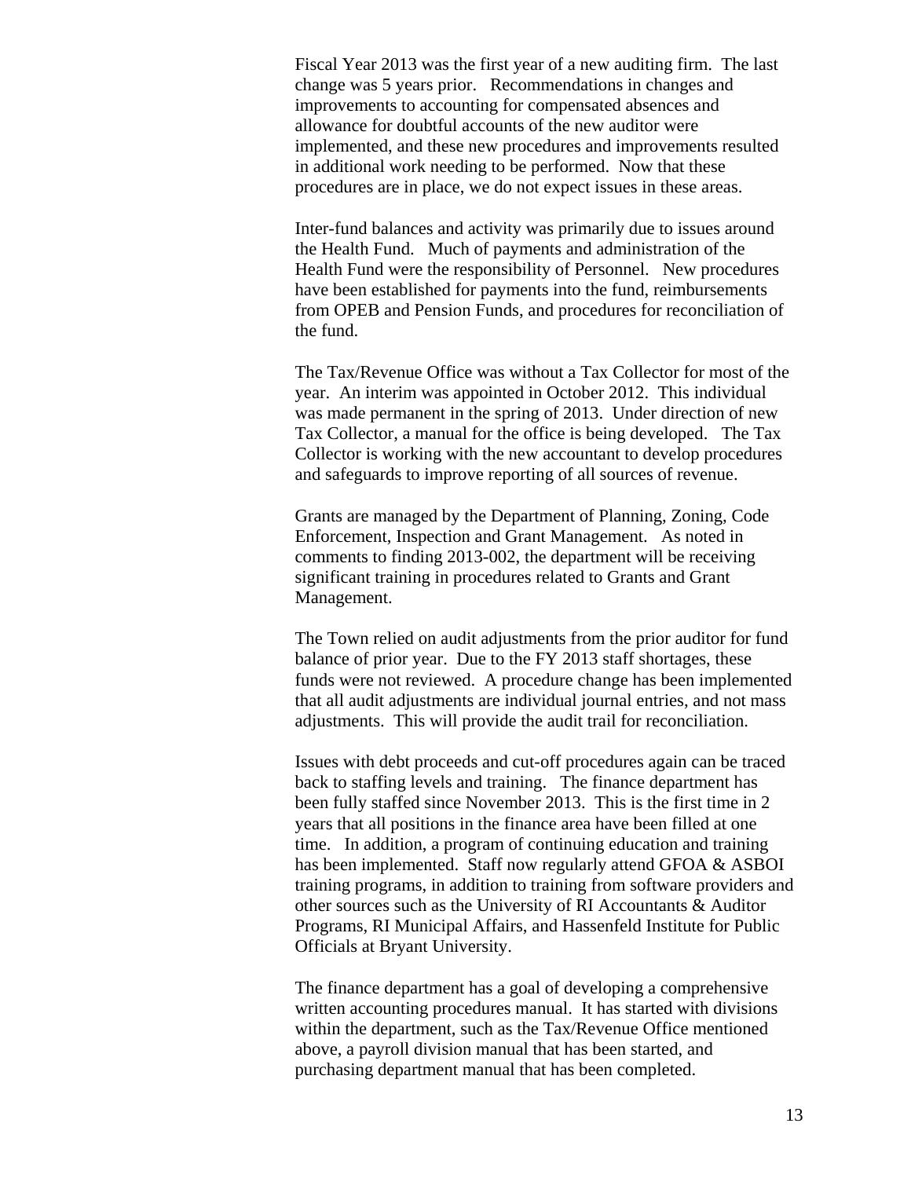Fiscal Year 2013 was the first year of a new auditing firm. The last change was 5 years prior. Recommendations in changes and improvements to accounting for compensated absences and allowance for doubtful accounts of the new auditor were implemented, and these new procedures and improvements resulted in additional work needing to be performed. Now that these procedures are in place, we do not expect issues in these areas.

Inter-fund balances and activity was primarily due to issues around the Health Fund. Much of payments and administration of the Health Fund were the responsibility of Personnel. New procedures have been established for payments into the fund, reimbursements from OPEB and Pension Funds, and procedures for reconciliation of the fund.

The Tax/Revenue Office was without a Tax Collector for most of the year. An interim was appointed in October 2012. This individual was made permanent in the spring of 2013. Under direction of new Tax Collector, a manual for the office is being developed. The Tax Collector is working with the new accountant to develop procedures and safeguards to improve reporting of all sources of revenue.

Grants are managed by the Department of Planning, Zoning, Code Enforcement, Inspection and Grant Management. As noted in comments to finding 2013-002, the department will be receiving significant training in procedures related to Grants and Grant Management.

The Town relied on audit adjustments from the prior auditor for fund balance of prior year. Due to the FY 2013 staff shortages, these funds were not reviewed. A procedure change has been implemented that all audit adjustments are individual journal entries, and not mass adjustments. This will provide the audit trail for reconciliation.

Issues with debt proceeds and cut-off procedures again can be traced back to staffing levels and training. The finance department has been fully staffed since November 2013. This is the first time in 2 years that all positions in the finance area have been filled at one time. In addition, a program of continuing education and training has been implemented. Staff now regularly attend GFOA & ASBOI training programs, in addition to training from software providers and other sources such as the University of RI Accountants & Auditor Programs, RI Municipal Affairs, and Hassenfeld Institute for Public Officials at Bryant University.

The finance department has a goal of developing a comprehensive written accounting procedures manual. It has started with divisions within the department, such as the Tax/Revenue Office mentioned above, a payroll division manual that has been started, and purchasing department manual that has been completed.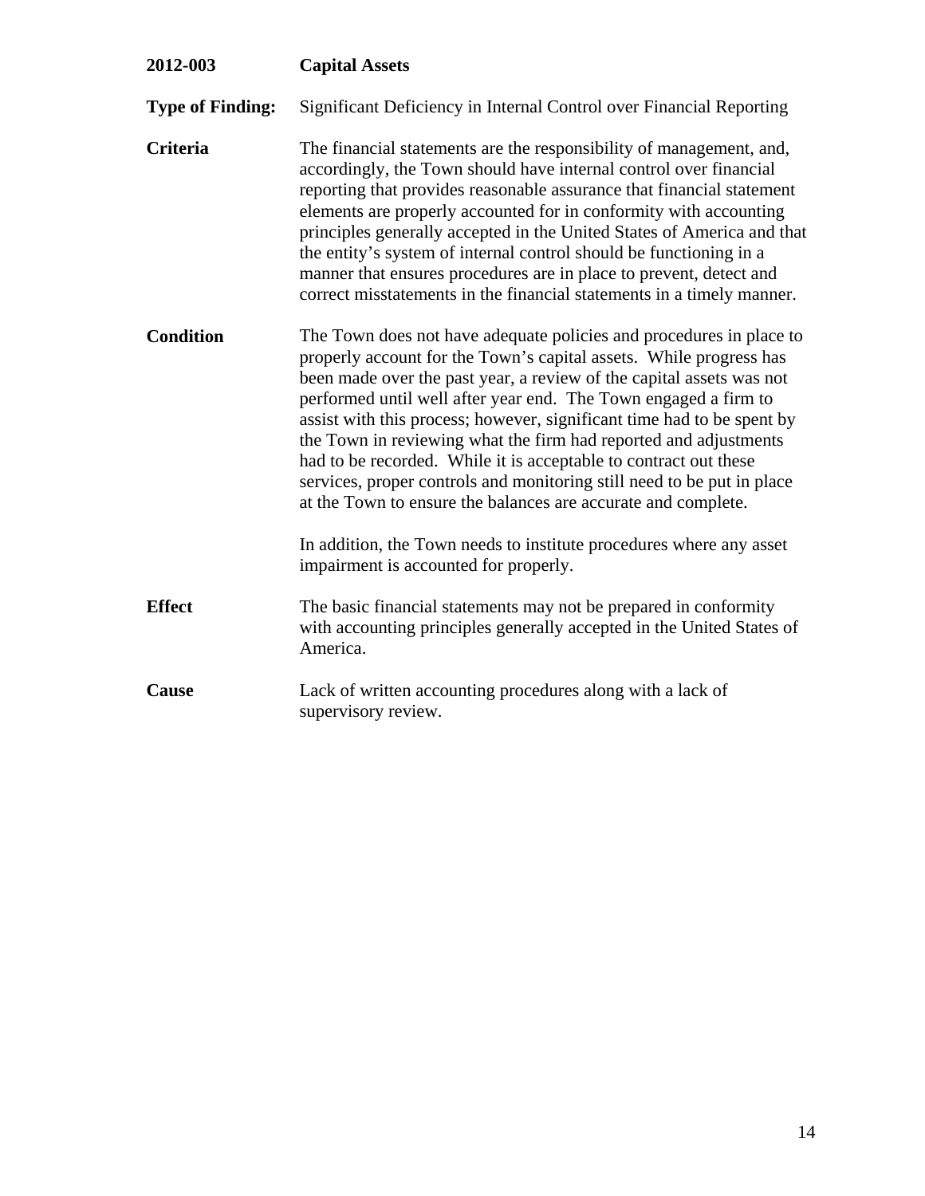**2012-003 Capital Assets**

**Type of Finding:** Significant Deficiency in Internal Control over Financial Reporting

**Criteria** The financial statements are the responsibility of management, and, accordingly, the Town should have internal control over financial reporting that provides reasonable assurance that financial statement elements are properly accounted for in conformity with accounting principles generally accepted in the United States of America and that the entity's system of internal control should be functioning in a manner that ensures procedures are in place to prevent, detect and correct misstatements in the financial statements in a timely manner.

**Condition** The Town does not have adequate policies and procedures in place to properly account for the Town's capital assets. While progress has been made over the past year, a review of the capital assets was not performed until well after year end. The Town engaged a firm to assist with this process; however, significant time had to be spent by the Town in reviewing what the firm had reported and adjustments had to be recorded. While it is acceptable to contract out these services, proper controls and monitoring still need to be put in place at the Town to ensure the balances are accurate and complete.

In addition, the Town needs to institute procedures where any asset impairment is accounted for properly.

**Effect** The basic financial statements may not be prepared in conformity with accounting principles generally accepted in the United States of America.

**Cause** Lack of written accounting procedures along with a lack of supervisory review.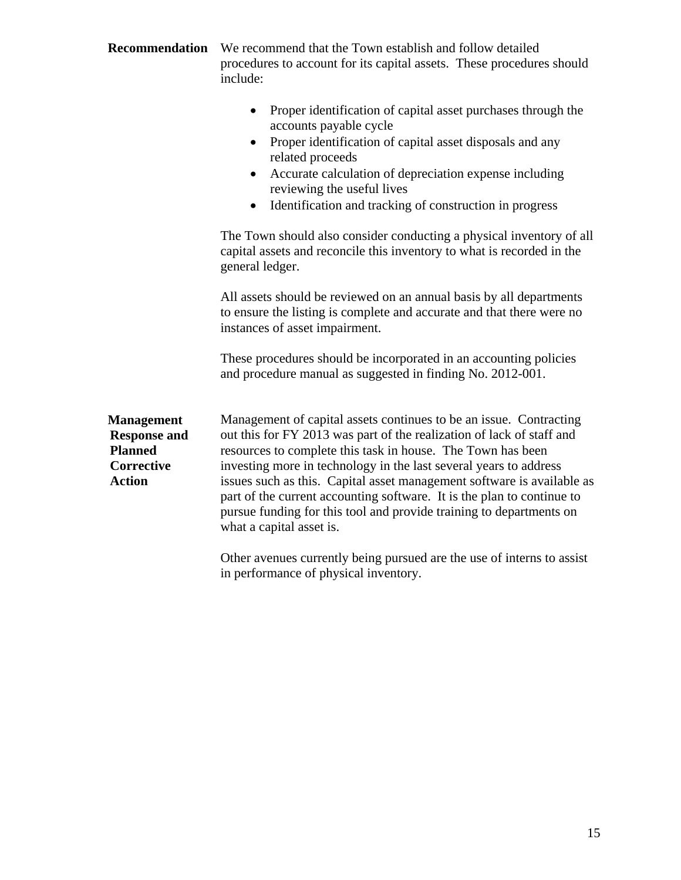**Recommendation**

We recommend that the Town establish and follow detailed procedures to account for its capital assets. These procedures should include:

- Proper identification of capital asset purchases through the accounts payable cycle
- Proper identification of capital asset disposals and any related proceeds
- Accurate calculation of depreciation expense including reviewing the useful lives
- Identification and tracking of construction in progress

The Town should also consider conducting a physical inventory of all capital assets and reconcile this inventory to what is recorded in the general ledger.

All assets should be reviewed on an annual basis by all departments to ensure the listing is complete and accurate and that there were no instances of asset impairment.

These procedures should be incorporated in an accounting policies and procedure manual as suggested in finding No. 2012-001.

**Management Response and Planned Corrective Action**

Management of capital assets continues to be an issue. Contracting out this for FY 2013 was part of the realization of lack of staff and resources to complete this task in house. The Town has been investing more in technology in the last several years to address issues such as this. Capital asset management software is available as part of the current accounting software. It is the plan to continue to pursue funding for this tool and provide training to departments on what a capital asset is.

Other avenues currently being pursued are the use of interns to assist in performance of physical inventory.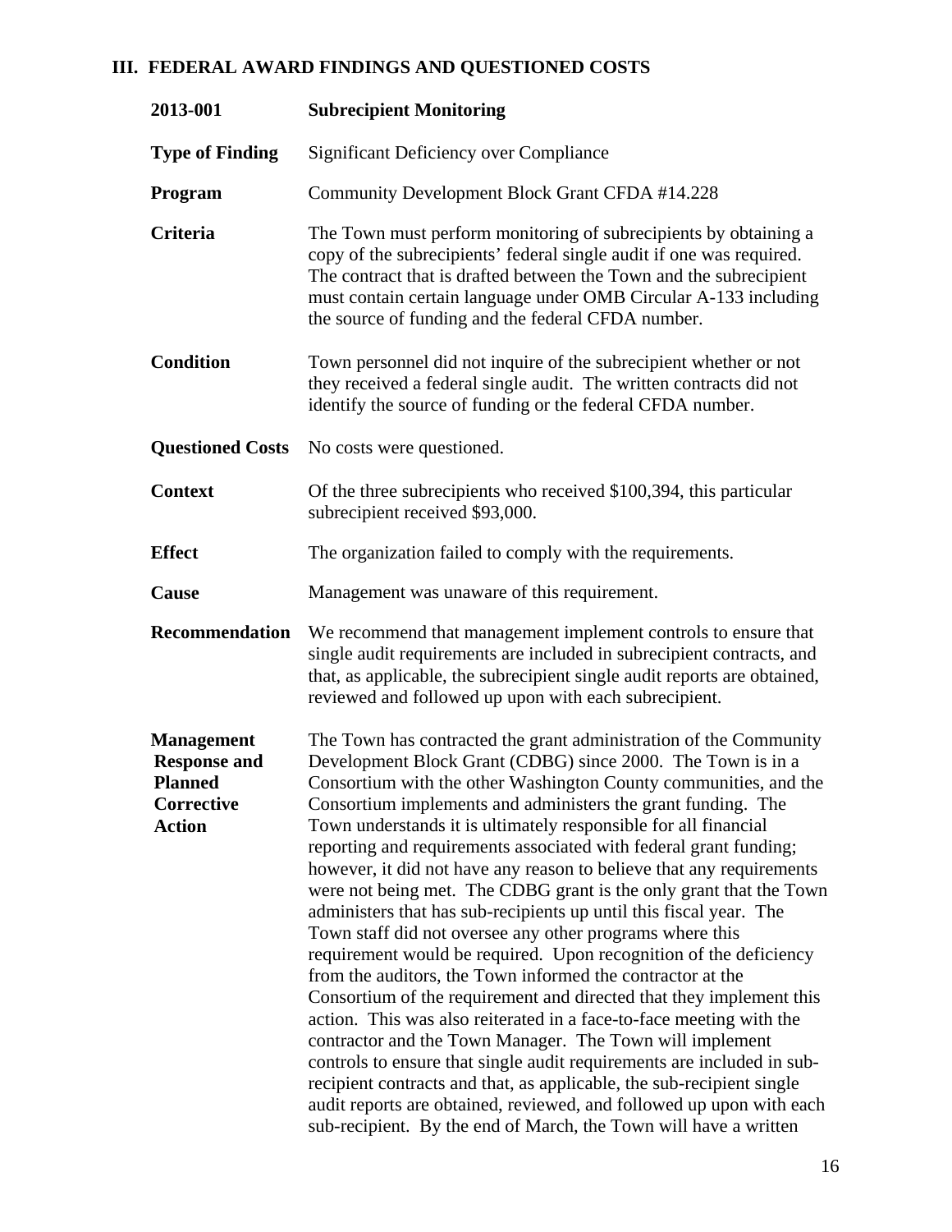## III. FEDERAL AWARD FINDINGS AND QUESTIONED COSTS

| | |
|---|---|
| **2013-001** | **Subrecipient Monitoring** |
| **Type of Finding** | Significant Deficiency over Compliance |
| **Program** | Community Development Block Grant CFDA #14.228 |
| **Criteria** | The Town must perform monitoring of subrecipients by obtaining a copy of the subrecipients' federal single audit if one was required. The contract that is drafted between the Town and the subrecipient must contain certain language under OMB Circular A-133 including the source of funding and the federal CFDA number. |
| **Condition** | Town personnel did not inquire of the subrecipient whether or not they received a federal single audit. The written contracts did not identify the source of funding or the federal CFDA number. |
| **Questioned Costs** | No costs were questioned. |
| **Context** | Of the three subrecipients who received $100,394, this particular subrecipient received $93,000. |
| **Effect** | The organization failed to comply with the requirements. |
| **Cause** | Management was unaware of this requirement. |
| **Recommendation** | We recommend that management implement controls to ensure that single audit requirements are included in subrecipient contracts, and that, as applicable, the subrecipient single audit reports are obtained, reviewed and followed up upon with each subrecipient. |
| **Management Response and Planned Corrective Action** | The Town has contracted the grant administration of the Community Development Block Grant (CDBG) since 2000. The Town is in a Consortium with the other Washington County communities, and the Consortium implements and administers the grant funding. The Town understands it is ultimately responsible for all financial reporting and requirements associated with federal grant funding; however, it did not have any reason to believe that any requirements were not being met. The CDBG grant is the only grant that the Town administers that has sub-recipients up until this fiscal year. The Town staff did not oversee any other programs where this requirement would be required. Upon recognition of the deficiency from the auditors, the Town informed the contractor at the Consortium of the requirement and directed that they implement this action. This was also reiterated in a face-to-face meeting with the contractor and the Town Manager. The Town will implement controls to ensure that single audit requirements are included in sub-recipient contracts and that, as applicable, the sub-recipient single audit reports are obtained, reviewed, and followed up upon with each sub-recipient. By the end of March, the Town will have a written |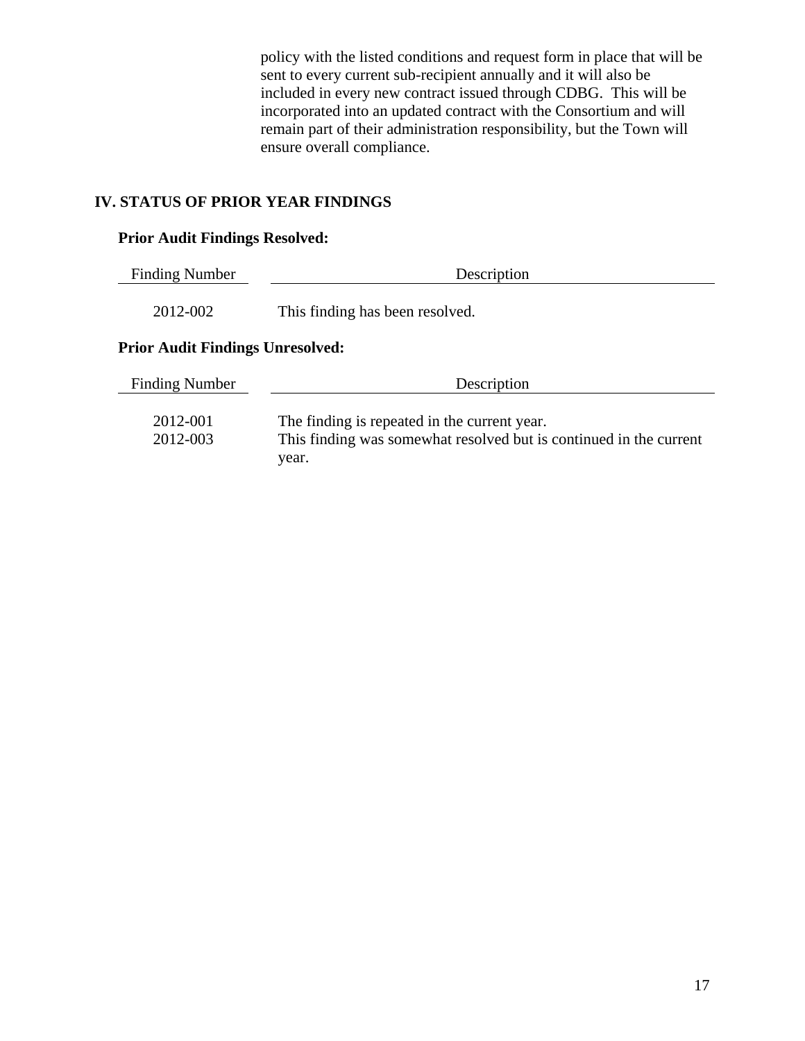policy with the listed conditions and request form in place that will be sent to every current sub-recipient annually and it will also be included in every new contract issued through CDBG. This will be incorporated into an updated contract with the Consortium and will remain part of their administration responsibility, but the Town will ensure overall compliance.

## IV. STATUS OF PRIOR YEAR FINDINGS

### Prior Audit Findings Resolved:

| Finding Number | Description |
|---|---|
| 2012-002 | This finding has been resolved. |

### Prior Audit Findings Unresolved:

| Finding Number | Description |
|---|---|
| 2012-001 | The finding is repeated in the current year. |
| 2012-003 | This finding was somewhat resolved but is continued in the current year. |